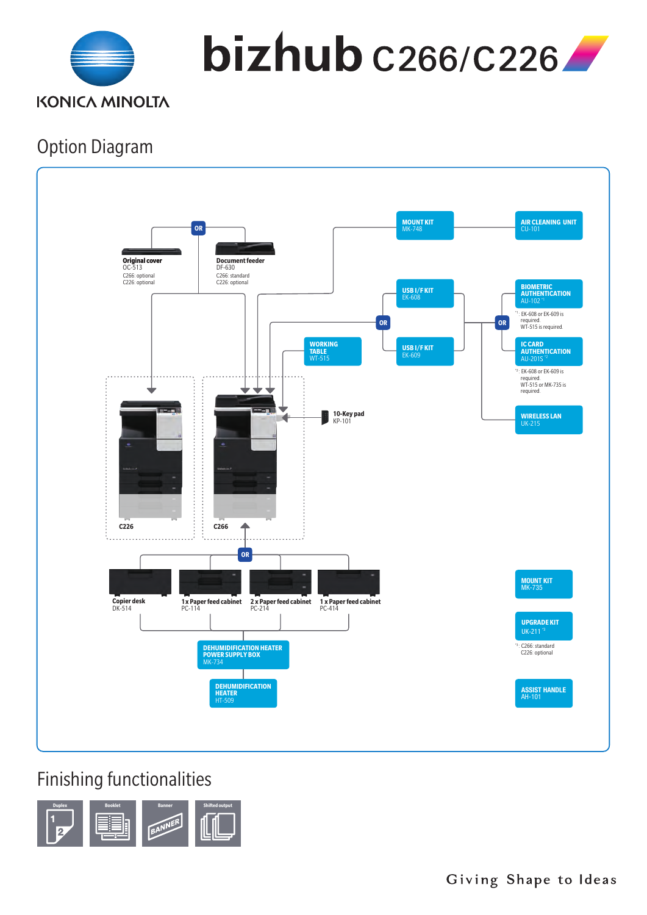KONICA MINOLTA

# bizhub C266/C226

## Option Diagram

OR

**Original cover**
OC-513
C266: optional
C226: optional

**Document feeder**
DF-630
C266: standard
C226: optional

**MOUNT KIT**
MK-748

**AIR CLEANING UNIT**
CU-101

**USB I/F KIT**
EK-608

OR

**USB I/F KIT**
EK-609

OR

**BIOMETRIC AUTHENTICATION**
AU-102 [*1]

*1: EK-608 or EK-609 is required.
WT-515 is required.

**IC CARD AUTHENTICATION**
AU-201S [*2]

*2: EK-608 or EK-609 is required.
WT-515 or MK-735 is required.

**WIRELESS LAN**
UK-215

**WORKING TABLE**
WT-515

**10-Key pad**
KP-101

C226

C266

OR

**Copier desk**
DK-514

**1 x Paper feed cabinet**
PC-114

**2 x Paper feed cabinet**
PC-214

**1 x Paper feed cabinet**
PC-414

**DEHUMIDIFICATION HEATER POWER SUPPLY BOX**
MK-734

**DEHUMIDIFICATION HEATER**
HT-509

**MOUNT KIT**
MK-735

**UPGRADE KIT**
UK-211 [*3]

*3: C266: standard
C226: optional

**ASSIST HANDLE**
AH-101

## Finishing functionalities

Duplex | Booklet | Banner | Shifted output

Giving Shape to Ideas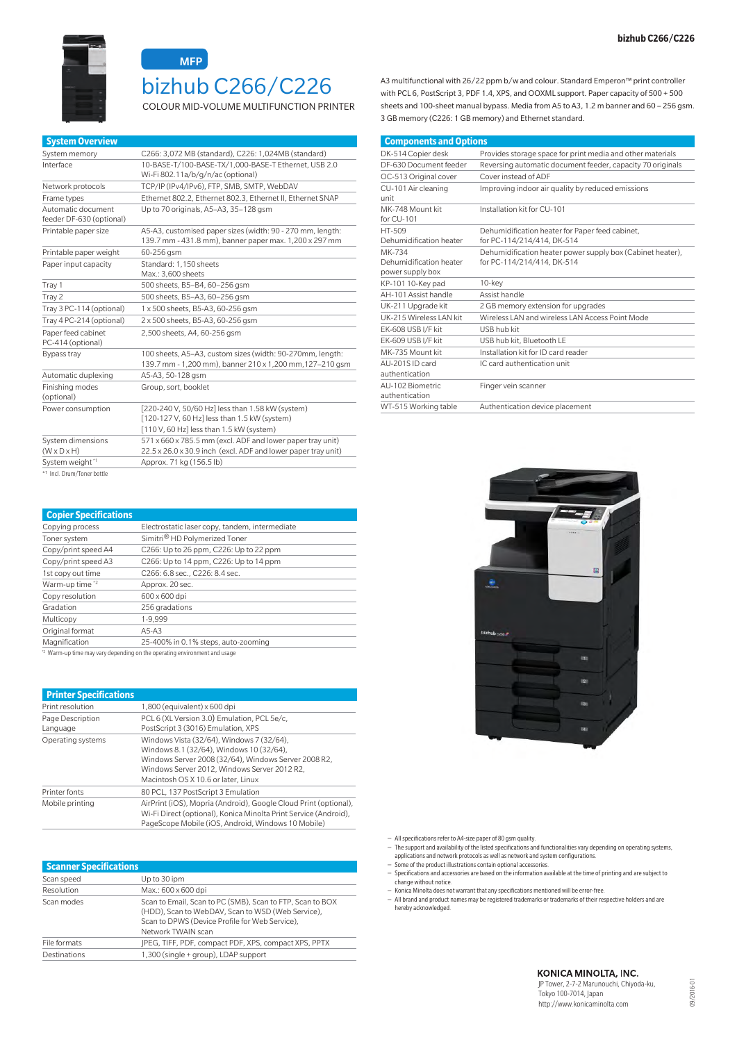MFP

# bizhub C266/C226

COLOUR MID-VOLUME MULTIFUNCTION PRINTER

A3 multifunctional with 26/22 ppm b/w and colour. Standard Emperon™ print controller with PCL 6, PostScript 3, PDF 1.4, XPS, and OOXML support. Paper capacity of 500 + 500 sheets and 100-sheet manual bypass. Media from A5 to A3, 1.2 m banner and 60 – 256 gsm. 3 GB memory (C226: 1 GB memory) and Ethernet standard.

## System Overview

| | |
|---|---|
| System memory | C266: 3,072 MB (standard), C226: 1,024MB (standard) |
| Interface | 10-BASE-T/100-BASE-TX/1,000-BASE-T Ethernet, USB 2.0 Wi-Fi 802.11a/b/g/n/ac (optional) |
| Network protocols | TCP/IP (IPv4/IPv6), FTP, SMB, SMTP, WebDAV |
| Frame types | Ethernet 802.2, Ethernet 802.3, Ethernet II, Ethernet SNAP |
| Automatic document feeder DF-630 (optional) | Up to 70 originals, A5–A3, 35–128 gsm |
| Printable paper size | A5-A3, customised paper sizes (width: 90 - 270 mm, length: 139.7 mm - 431.8 mm), banner paper max. 1,200 x 297 mm |
| Printable paper weight | 60-256 gsm |
| Paper input capacity | Standard: 1,150 sheets Max.: 3,600 sheets |
| Tray 1 | 500 sheets, B5–B4, 60–256 gsm |
| Tray 2 | 500 sheets, B5–A3, 60–256 gsm |
| Tray 3 PC-114 (optional) | 1 x 500 sheets, B5-A3, 60-256 gsm |
| Tray 4 PC-214 (optional) | 2 x 500 sheets, B5-A3, 60-256 gsm |
| Paper feed cabinet PC-414 (optional) | 2,500 sheets, A4, 60-256 gsm |
| Bypass tray | 100 sheets, A5–A3, custom sizes (width: 90-270mm, length: 139.7 mm - 1,200 mm), banner 210 x 1,200 mm,127–210 gsm |
| Automatic duplexing | A5-A3, 50-128 gsm |
| Finishing modes (optional) | Group, sort, booklet |
| Power consumption | [220-240 V, 50/60 Hz] less than 1.58 kW (system) [120-127 V, 60 Hz] less than 1.5 kW (system) [110 V, 60 Hz] less than 1.5 kW (system) |
| System dimensions (W x D x H) | 571 x 660 x 785.5 mm (excl. ADF and lower paper tray unit) 22.5 x 26.0 x 30.9 inch (excl. ADF and lower paper tray unit) |
| System weight*1 | Approx. 71 kg (156.5 lb) |

*1 Incl. Drum/Toner bottle

## Copier Specifications

| | |
|---|---|
| Copying process | Electrostatic laser copy, tandem, intermediate |
| Toner system | Simitri® HD Polymerized Toner |
| Copy/print speed A4 | C266: Up to 26 ppm, C226: Up to 22 ppm |
| Copy/print speed A3 | C266: Up to 14 ppm, C226: Up to 14 ppm |
| 1st copy out time | C266: 6.8 sec., C226: 8.4 sec. |
| Warm-up time*2 | Approx. 20 sec. |
| Copy resolution | 600 x 600 dpi |
| Gradation | 256 gradations |
| Multicopy | 1-9,999 |
| Original format | A5-A3 |
| Magnification | 25-400% in 0.1% steps, auto-zooming |

*2 Warm-up time may vary depending on the operating environment and usage

## Printer Specifications

| | |
|---|---|
| Print resolution | 1,800 (equivalent) x 600 dpi |
| Page Description Language | PCL 6 (XL Version 3.0) Emulation, PCL 5e/c, PostScript 3 (3016) Emulation, XPS |
| Operating systems | Windows Vista (32/64), Windows 7 (32/64), Windows 8.1 (32/64), Windows 10 (32/64), Windows Server 2008 (32/64), Windows Server 2008 R2, Windows Server 2012, Windows Server 2012 R2, Macintosh OS X 10.6 or later, Linux |
| Printer fonts | 80 PCL, 137 PostScript 3 Emulation |
| Mobile printing | AirPrint (iOS), Mopria (Android), Google Cloud Print (optional), Wi-Fi Direct (optional), Konica Minolta Print Service (Android), PageScope Mobile (iOS, Android, Windows 10 Mobile) |

## Scanner Specifications

| | |
|---|---|
| Scan speed | Up to 30 ipm |
| Resolution | Max.: 600 x 600 dpi |
| Scan modes | Scan to Email, Scan to PC (SMB), Scan to FTP, Scan to BOX (HDD), Scan to WebDAV, Scan to WSD (Device Profile for Web Service), Scan to DPWS (Device Profile for Web Service), Network TWAIN scan |
| File formats | JPEG, TIFF, PDF, compact PDF, XPS, compact XPS, PPTX |
| Destinations | 1,300 (single + group), LDAP support |

## Components and Options

| | |
|---|---|
| DK-514 Copier desk | Provides storage space for print media and other materials |
| DF-630 Document feeder | Reversing automatic document feeder, capacity 70 originals |
| OC-513 Original cover | Cover instead of ADF |
| CU-101 Air cleaning unit | Improving indoor air quality by reduced emissions |
| MK-748 Mount kit for CU-101 | Installation kit for CU-101 |
| HT-509 Dehumidification heater | Dehumidification heater for Paper feed cabinet, for PC-114/214/414, DK-514 |
| MK-734 Dehumidification heater power supply box | Dehumidification heater power supply box (Cabinet heater), for PC-114/214/414, DK-514 |
| KP-101 10-Key pad | 10-key |
| AH-101 Assist handle | Assist handle |
| UK-211 Upgrade kit | 2 GB memory extension for upgrades |
| UK-215 Wireless LAN kit | Wireless LAN and wireless LAN Access Point Mode |
| EK-608 USB I/F kit | USB hub kit |
| EK-609 USB I/F kit | USB hub kit, Bluetooth LE |
| MK-735 Mount kit | Installation kit for ID card reader |
| AU-201S ID card authentication | IC card authentication unit |
| AU-102 Biometric authentication | Finger vein scanner |
| WT-515 Working table | Authentication device placement |

- All specifications refer to A4-size paper of 80 gsm quality.
- The support and availability of the listed specifications and functionalities vary depending on operating systems, applications and network protocols as well as network and system configurations.
- Some of the product illustrations contain optional accessories.
- Specifications and accessories are based on the information available at the time of printing and are subject to change without notice.
- Konica Minolta does not warrant that any specifications mentioned will be error-free.
- All brand and product names may be registered trademarks or trademarks of their respective holders and are hereby acknowledged.

**KONICA MINOLTA, INC.**
JP Tower, 2-7-2 Marunouchi, Chiyoda-ku,
Tokyo 100-7014, Japan
http://www.konicaminolta.com

09/2016-01